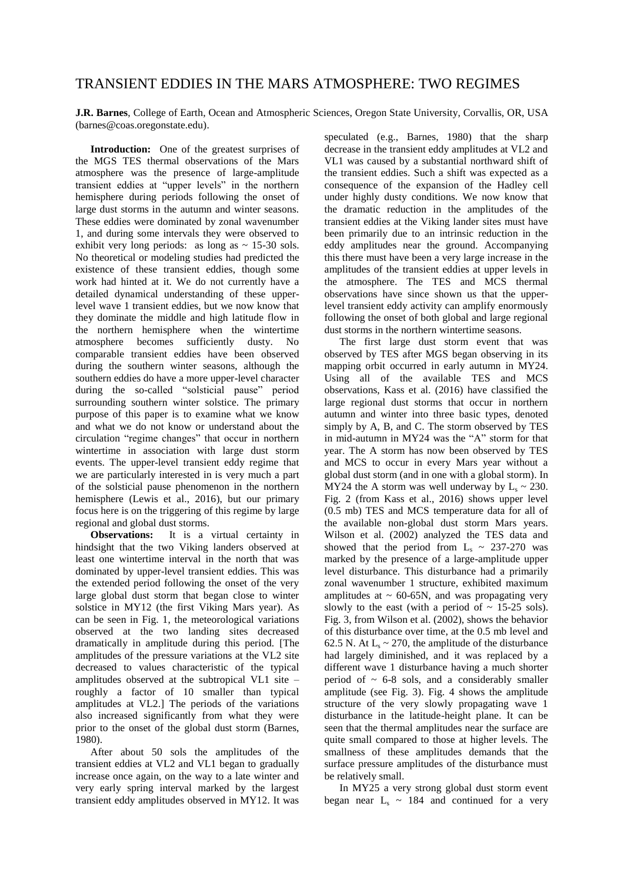# TRANSIENT EDDIES IN THE MARS ATMOSPHERE: TWO REGIMES

**J.R. Barnes**, College of Earth, Ocean and Atmospheric Sciences, Oregon State University, Corvallis, OR, USA (barnes@coas.oregonstate.edu).

**Introduction:** One of the greatest surprises of the MGS TES thermal observations of the Mars atmosphere was the presence of large-amplitude transient eddies at "upper levels" in the northern hemisphere during periods following the onset of large dust storms in the autumn and winter seasons. These eddies were dominated by zonal wavenumber 1, and during some intervals they were observed to exhibit very long periods: as long as ~ 15-30 sols. No theoretical or modeling studies had predicted the existence of these transient eddies, though some work had hinted at it. We do not currently have a detailed dynamical understanding of these upper-level wave 1 transient eddies, but we now know that they dominate the middle and high latitude flow in the northern hemisphere when the wintertime atmosphere becomes sufficiently dusty. No comparable transient eddies have been observed during the southern winter seasons, although the southern eddies do have a more upper-level character during the so-called "solsticial pause" period surrounding southern winter solstice. The primary purpose of this paper is to examine what we know and what we do not know or understand about the circulation "regime changes" that occur in northern wintertime in association with large dust storm events. The upper-level transient eddy regime that we are particularly interested in is very much a part of the solsticial pause phenomenon in the northern hemisphere (Lewis et al., 2016), but our primary focus here is on the triggering of this regime by large regional and global dust storms.

**Observations:** It is a virtual certainty in hindsight that the two Viking landers observed at least one wintertime interval in the north that was dominated by upper-level transient eddies. This was the extended period following the onset of the very large global dust storm that began close to winter solstice in MY12 (the first Viking Mars year). As can be seen in Fig. 1, the meteorological variations observed at the two landing sites decreased dramatically in amplitude during this period. [The amplitudes of the pressure variations at the VL2 site decreased to values characteristic of the typical amplitudes observed at the subtropical VL1 site – roughly a factor of 10 smaller than typical amplitudes at VL2.] The periods of the variations also increased significantly from what they were prior to the onset of the global dust storm (Barnes, 1980).

After about 50 sols the amplitudes of the transient eddies at VL2 and VL1 began to gradually increase once again, on the way to a late winter and very early spring interval marked by the largest transient eddy amplitudes observed in MY12. It was speculated (e.g., Barnes, 1980) that the sharp decrease in the transient eddy amplitudes at VL2 and VL1 was caused by a substantial northward shift of the transient eddies. Such a shift was expected as a consequence of the expansion of the Hadley cell under highly dusty conditions. We now know that the dramatic reduction in the amplitudes of the transient eddies at the Viking lander sites must have been primarily due to an intrinsic reduction in the eddy amplitudes near the ground. Accompanying this there must have been a very large increase in the amplitudes of the transient eddies at upper levels in the atmosphere. The TES and MCS thermal observations have since shown us that the upper-level transient eddy activity can amplify enormously following the onset of both global and large regional dust storms in the northern wintertime seasons.

The first large dust storm event that was observed by TES after MGS began observing in its mapping orbit occurred in early autumn in MY24. Using all of the available TES and MCS observations, Kass et al. (2016) have classified the large regional dust storms that occur in northern autumn and winter into three basic types, denoted simply by A, B, and C. The storm observed by TES in mid-autumn in MY24 was the "A" storm for that year. The A storm has now been observed by TES and MCS to occur in every Mars year without a global dust storm (and in one with a global storm). In MY24 the A storm was well underway by $L_s \sim 230$. Fig. 2 (from Kass et al., 2016) shows upper level (0.5 mb) TES and MCS temperature data for all of the available non-global dust storm Mars years. Wilson et al. (2002) analyzed the TES data and showed that the period from $L_s \sim 237\text{-}270$ was marked by the presence of a large-amplitude upper level disturbance. This disturbance had a primarily zonal wavenumber 1 structure, exhibited maximum amplitudes at ~ 60-65N, and was propagating very slowly to the east (with a period of ~ 15-25 sols). Fig. 3, from Wilson et al. (2002), shows the behavior of this disturbance over time, at the 0.5 mb level and 62.5 N. At $L_s \sim 270$, the amplitude of the disturbance had largely diminished, and it was replaced by a different wave 1 disturbance having a much shorter period of ~ 6-8 sols, and a considerably smaller amplitude (see Fig. 3). Fig. 4 shows the amplitude structure of the very slowly propagating wave 1 disturbance in the latitude-height plane. It can be seen that the thermal amplitudes near the surface are quite small compared to those at higher levels. The smallness of these amplitudes demands that the surface pressure amplitudes of the disturbance must be relatively small.

In MY25 a very strong global dust storm event began near $L_s \sim 184$ and continued for a very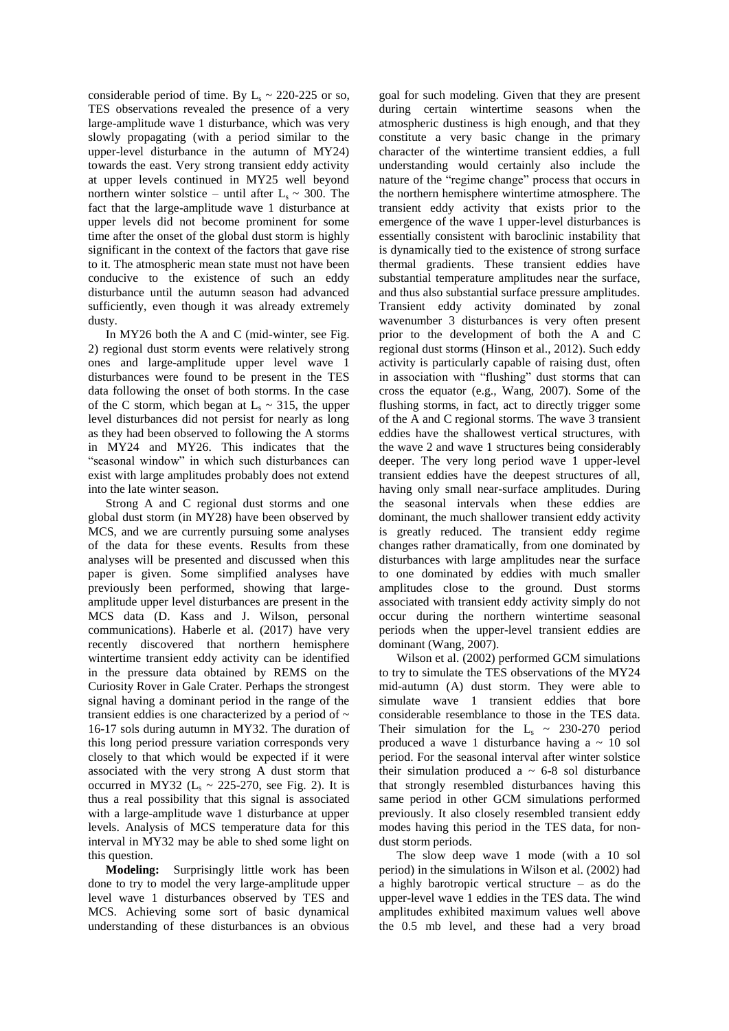considerable period of time. By $L_s$ ~ 220-225 or so, TES observations revealed the presence of a very large-amplitude wave 1 disturbance, which was very slowly propagating (with a period similar to the upper-level disturbance in the autumn of MY24) towards the east. Very strong transient eddy activity at upper levels continued in MY25 well beyond northern winter solstice – until after $L_s$ ~ 300. The fact that the large-amplitude wave 1 disturbance at upper levels did not become prominent for some time after the onset of the global dust storm is highly significant in the context of the factors that gave rise to it. The atmospheric mean state must not have been conducive to the existence of such an eddy disturbance until the autumn season had advanced sufficiently, even though it was already extremely dusty.

In MY26 both the A and C (mid-winter, see Fig. 2) regional dust storm events were relatively strong ones and large-amplitude upper level wave 1 disturbances were found to be present in the TES data following the onset of both storms. In the case of the C storm, which began at $L_s$ ~ 315, the upper level disturbances did not persist for nearly as long as they had been observed to following the A storms in MY24 and MY26. This indicates that the "seasonal window" in which such disturbances can exist with large amplitudes probably does not extend into the late winter season.

Strong A and C regional dust storms and one global dust storm (in MY28) have been observed by MCS, and we are currently pursuing some analyses of the data for these events. Results from these analyses will be presented and discussed when this paper is given. Some simplified analyses have previously been performed, showing that large-amplitude upper level disturbances are present in the MCS data (D. Kass and J. Wilson, personal communications). Haberle et al. (2017) have very recently discovered that northern hemisphere wintertime transient eddy activity can be identified in the pressure data obtained by REMS on the Curiosity Rover in Gale Crater. Perhaps the strongest signal having a dominant period in the range of the transient eddies is one characterized by a period of ~ 16-17 sols during autumn in MY32. The duration of this long period pressure variation corresponds very closely to that which would be expected if it were associated with the very strong A dust storm that occurred in MY32 ($L_s$ ~ 225-270, see Fig. 2). It is thus a real possibility that this signal is associated with a large-amplitude wave 1 disturbance at upper levels. Analysis of MCS temperature data for this interval in MY32 may be able to shed some light on this question.

**Modeling:** Surprisingly little work has been done to try to model the very large-amplitude upper level wave 1 disturbances observed by TES and MCS. Achieving some sort of basic dynamical understanding of these disturbances is an obvious goal for such modeling. Given that they are present during certain wintertime seasons when the atmospheric dustiness is high enough, and that they constitute a very basic change in the primary character of the wintertime transient eddies, a full understanding would certainly also include the nature of the "regime change" process that occurs in the northern hemisphere wintertime atmosphere. The transient eddy activity that exists prior to the emergence of the wave 1 upper-level disturbances is essentially consistent with baroclinic instability that is dynamically tied to the existence of strong surface thermal gradients. These transient eddies have substantial temperature amplitudes near the surface, and thus also substantial surface pressure amplitudes. Transient eddy activity dominated by zonal wavenumber 3 disturbances is very often present prior to the development of both the A and C regional dust storms (Hinson et al., 2012). Such eddy activity is particularly capable of raising dust, often in association with "flushing" dust storms that can cross the equator (e.g., Wang, 2007). Some of the flushing storms, in fact, act to directly trigger some of the A and C regional storms. The wave 3 transient eddies have the shallowest vertical structures, with the wave 2 and wave 1 structures being considerably deeper. The very long period wave 1 upper-level transient eddies have the deepest structures of all, having only small near-surface amplitudes. During the seasonal intervals when these eddies are dominant, the much shallower transient eddy activity is greatly reduced. The transient eddy regime changes rather dramatically, from one dominated by disturbances with large amplitudes near the surface to one dominated by eddies with much smaller amplitudes close to the ground. Dust storms associated with transient eddy activity simply do not occur during the northern wintertime seasonal periods when the upper-level transient eddies are dominant (Wang, 2007).

Wilson et al. (2002) performed GCM simulations to try to simulate the TES observations of the MY24 mid-autumn (A) dust storm. They were able to simulate wave 1 transient eddies that bore considerable resemblance to those in the TES data. Their simulation for the $L_s$ ~ 230-270 period produced a wave 1 disturbance having a ~ 10 sol period. For the seasonal interval after winter solstice their simulation produced a ~ 6-8 sol disturbance that strongly resembled disturbances having this same period in other GCM simulations performed previously. It also closely resembled transient eddy modes having this period in the TES data, for non-dust storm periods.

The slow deep wave 1 mode (with a 10 sol period) in the simulations in Wilson et al. (2002) had a highly barotropic vertical structure – as do the upper-level wave 1 eddies in the TES data. The wind amplitudes exhibited maximum values well above the 0.5 mb level, and these had a very broad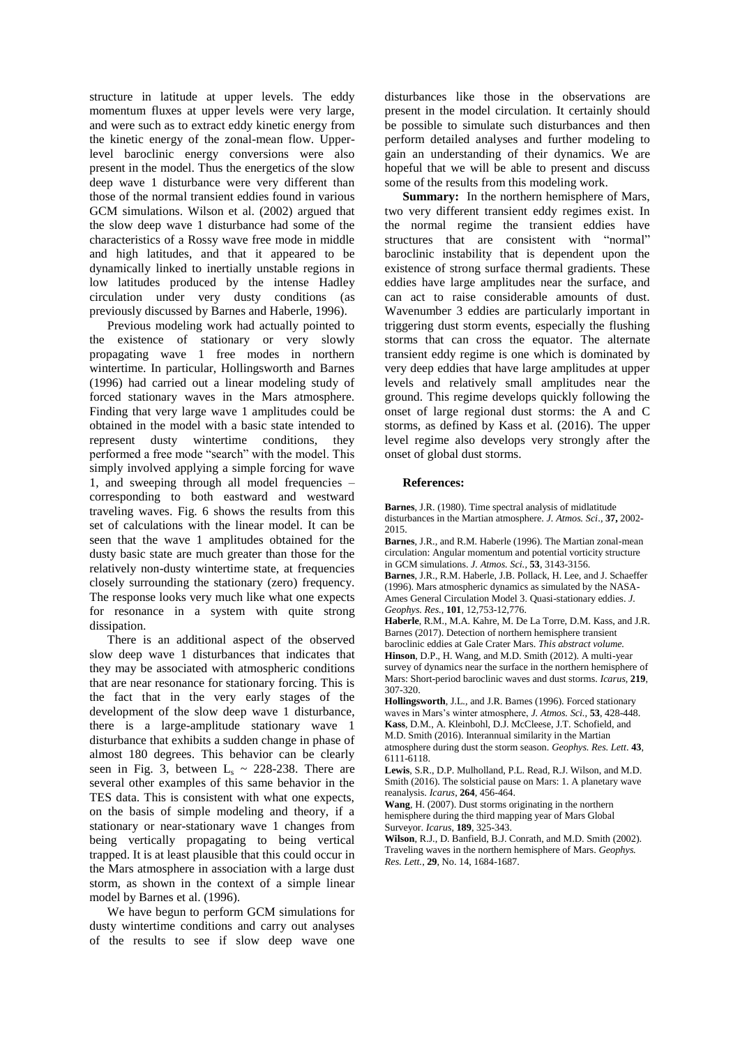structure in latitude at upper levels. The eddy momentum fluxes at upper levels were very large, and were such as to extract eddy kinetic energy from the kinetic energy of the zonal-mean flow. Upper-level baroclinic energy conversions were also present in the model. Thus the energetics of the slow deep wave 1 disturbance were very different than those of the normal transient eddies found in various GCM simulations. Wilson et al. (2002) argued that the slow deep wave 1 disturbance had some of the characteristics of a Rossy wave free mode in middle and high latitudes, and that it appeared to be dynamically linked to inertially unstable regions in low latitudes produced by the intense Hadley circulation under very dusty conditions (as previously discussed by Barnes and Haberle, 1996).

Previous modeling work had actually pointed to the existence of stationary or very slowly propagating wave 1 free modes in northern wintertime. In particular, Hollingsworth and Barnes (1996) had carried out a linear modeling study of forced stationary waves in the Mars atmosphere. Finding that very large wave 1 amplitudes could be obtained in the model with a basic state intended to represent dusty wintertime conditions, they performed a free mode "search" with the model. This simply involved applying a simple forcing for wave 1, and sweeping through all model frequencies – corresponding to both eastward and westward traveling waves. Fig. 6 shows the results from this set of calculations with the linear model. It can be seen that the wave 1 amplitudes obtained for the dusty basic state are much greater than those for the relatively non-dusty wintertime state, at frequencies closely surrounding the stationary (zero) frequency. The response looks very much like what one expects for resonance in a system with quite strong dissipation.

There is an additional aspect of the observed slow deep wave 1 disturbances that indicates that they may be associated with atmospheric conditions that are near resonance for stationary forcing. This is the fact that in the very early stages of the development of the slow deep wave 1 disturbance, there is a large-amplitude stationary wave 1 disturbance that exhibits a sudden change in phase of almost 180 degrees. This behavior can be clearly seen in Fig. 3, between $L_s$ ~ 228-238. There are several other examples of this same behavior in the TES data. This is consistent with what one expects, on the basis of simple modeling and theory, if a stationary or near-stationary wave 1 changes from being vertically propagating to being vertical trapped. It is at least plausible that this could occur in the Mars atmosphere in association with a large dust storm, as shown in the context of a simple linear model by Barnes et al. (1996).

We have begun to perform GCM simulations for dusty wintertime conditions and carry out analyses of the results to see if slow deep wave one disturbances like those in the observations are present in the model circulation. It certainly should be possible to simulate such disturbances and then perform detailed analyses and further modeling to gain an understanding of their dynamics. We are hopeful that we will be able to present and discuss some of the results from this modeling work.

**Summary:** In the northern hemisphere of Mars, two very different transient eddy regimes exist. In the normal regime the transient eddies have structures that are consistent with "normal" baroclinic instability that is dependent upon the existence of strong surface thermal gradients. These eddies have large amplitudes near the surface, and can act to raise considerable amounts of dust. Wavenumber 3 eddies are particularly important in triggering dust storm events, especially the flushing storms that can cross the equator. The alternate transient eddy regime is one which is dominated by very deep eddies that have large amplitudes at upper levels and relatively small amplitudes near the ground. This regime develops quickly following the onset of large regional dust storms: the A and C storms, as defined by Kass et al. (2016). The upper level regime also develops very strongly after the onset of global dust storms.

**References:**

**Barnes**, J.R. (1980). Time spectral analysis of midlatitude disturbances in the Martian atmosphere. *J. Atmos. Sci*., **37,** 2002-2015.

**Barnes**, J.R., and R.M. Haberle (1996). The Martian zonal-mean circulation: Angular momentum and potential vorticity structure in GCM simulations. *J. Atmos. Sci.*, **53**, 3143-3156.

**Barnes**, J.R., R.M. Haberle, J.B. Pollack, H. Lee, and J. Schaeffer (1996). Mars atmospheric dynamics as simulated by the NASA-Ames General Circulation Model 3. Quasi-stationary eddies. *J. Geophys. Res.*, **101**, 12,753-12,776.

**Haberle**, R.M., M.A. Kahre, M. De La Torre, D.M. Kass, and J.R. Barnes (2017). Detection of northern hemisphere transient baroclinic eddies at Gale Crater Mars. *This abstract volume.*

**Hinson**, D.P., H. Wang, and M.D. Smith (2012). A multi-year survey of dynamics near the surface in the northern hemisphere of Mars: Short-period baroclinic waves and dust storms. *Icarus*, **219**, 307-320.

**Hollingsworth**, J.L., and J.R. Barnes (1996). Forced stationary waves in Mars's winter atmosphere, *J. Atmos. Sci.*, **53**, 428-448.

**Kass**, D.M., A. Kleinbohl, D.J. McCleese, J.T. Schofield, and M.D. Smith (2016). Interannual similarity in the Martian atmosphere during dust the storm season. *Geophys. Res. Lett*. **43**, 6111-6118.

**Lewis**, S.R., D.P. Mulholland, P.L. Read, R.J. Wilson, and M.D. Smith (2016). The solsticial pause on Mars: 1. A planetary wave reanalysis. *Icarus*, **264**, 456-464.

**Wang**, H. (2007). Dust storms originating in the northern hemisphere during the third mapping year of Mars Global Surveyor. *Icarus*, **189**, 325-343.

**Wilson**, R.J., D. Banfield, B.J. Conrath, and M.D. Smith (2002). Traveling waves in the northern hemisphere of Mars. *Geophys. Res. Lett.*, **29**, No. 14, 1684-1687.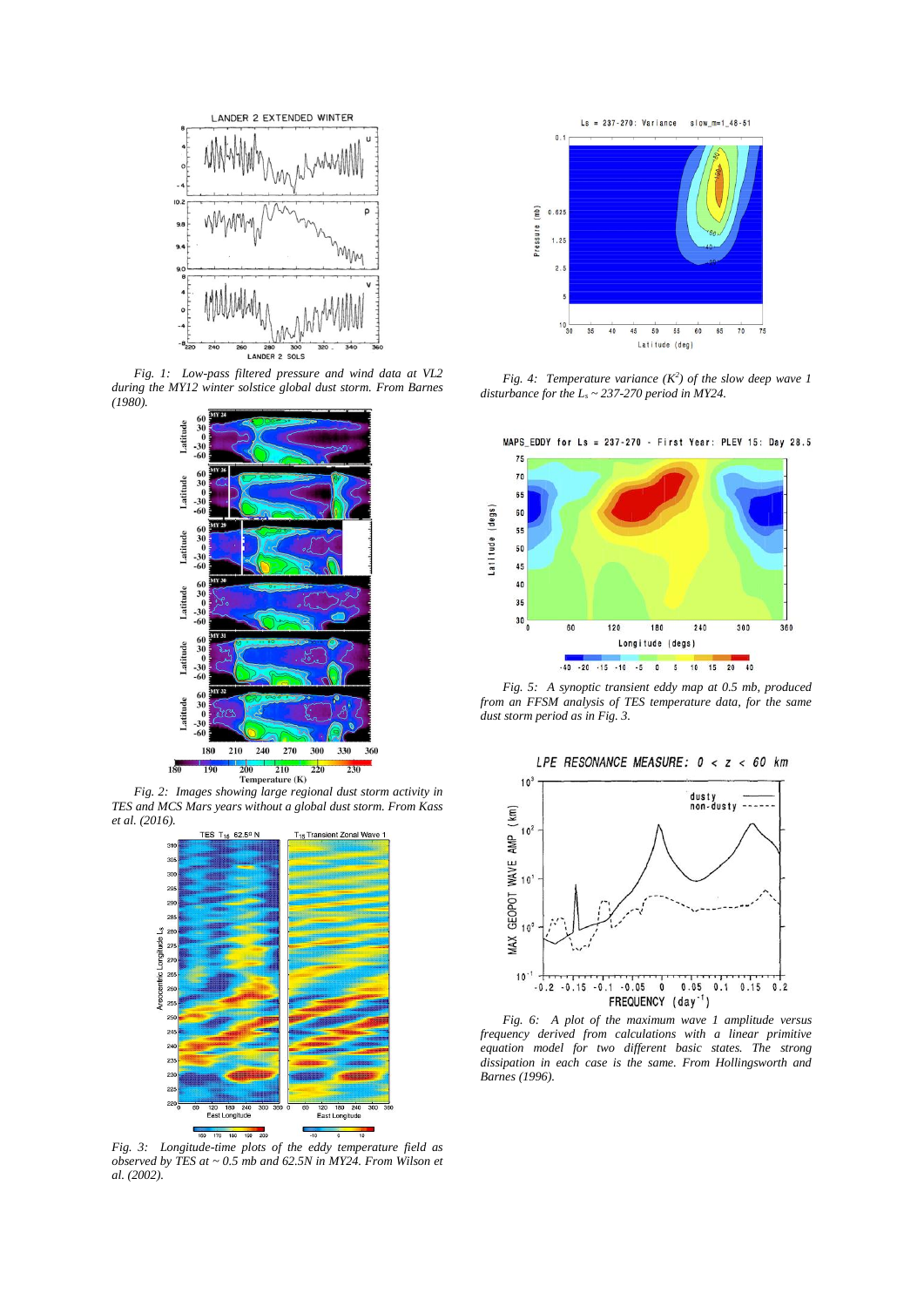LANDER 2 EXTENDED WINTER

u

p

v

LANDER 2 SOLS

*Fig. 1: Low-pass filtered pressure and wind data at VL2 during the MY12 winter solstice global dust storm. From Barnes (1980).*

MY 24

MY 26

MY 29

MY 30

MY 31

MY 32

Latitude

180 210 240 270 300 330 360

180 190 200 210 220 230

Temperature (K)

*Fig. 2: Images showing large regional dust storm activity in TES and MCS Mars years without a global dust storm. From Kass et al. (2016).*

TES $T_{15}$ 62.5° N

$T_{15}$ Transient Zonal Wave 1

Areocentric Longitude Ls

East Longitude

East Longitude

*Fig. 3: Longitude-time plots of the eddy temperature field as observed by TES at ~ 0.5 mb and 62.5N in MY24. From Wilson et al. (2002).*

Ls = 237-270: Variance slow_m=1_48-51

Pressure (mb)

Latitude (deg)

*Fig. 4: Temperature variance ($K^2$) of the slow deep wave 1 disturbance for the $L_s$ ~ 237-270 period in MY24.*

MAPS_EDDY for Ls = 237-270 - First Year: PLEV 15: Day 28.5

Latitude (degs)

Longitude (degs)

-40 -20 -15 -10 -5 0 5 10 15 20 40

*Fig. 5: A synoptic transient eddy map at 0.5 mb, produced from an FFSM analysis of TES temperature data, for the same dust storm period as in Fig. 3.*

LPE RESONANCE MEASURE: 0 < z < 60 km

dusty

non-dusty

MAX GEOPOT WAVE AMP (km)

FREQUENCY (day$^{-1}$)

*Fig. 6: A plot of the maximum wave 1 amplitude versus frequency derived from calculations with a linear primitive equation model for two different basic states. The strong dissipation in each case is the same. From Hollingsworth and Barnes (1996).*